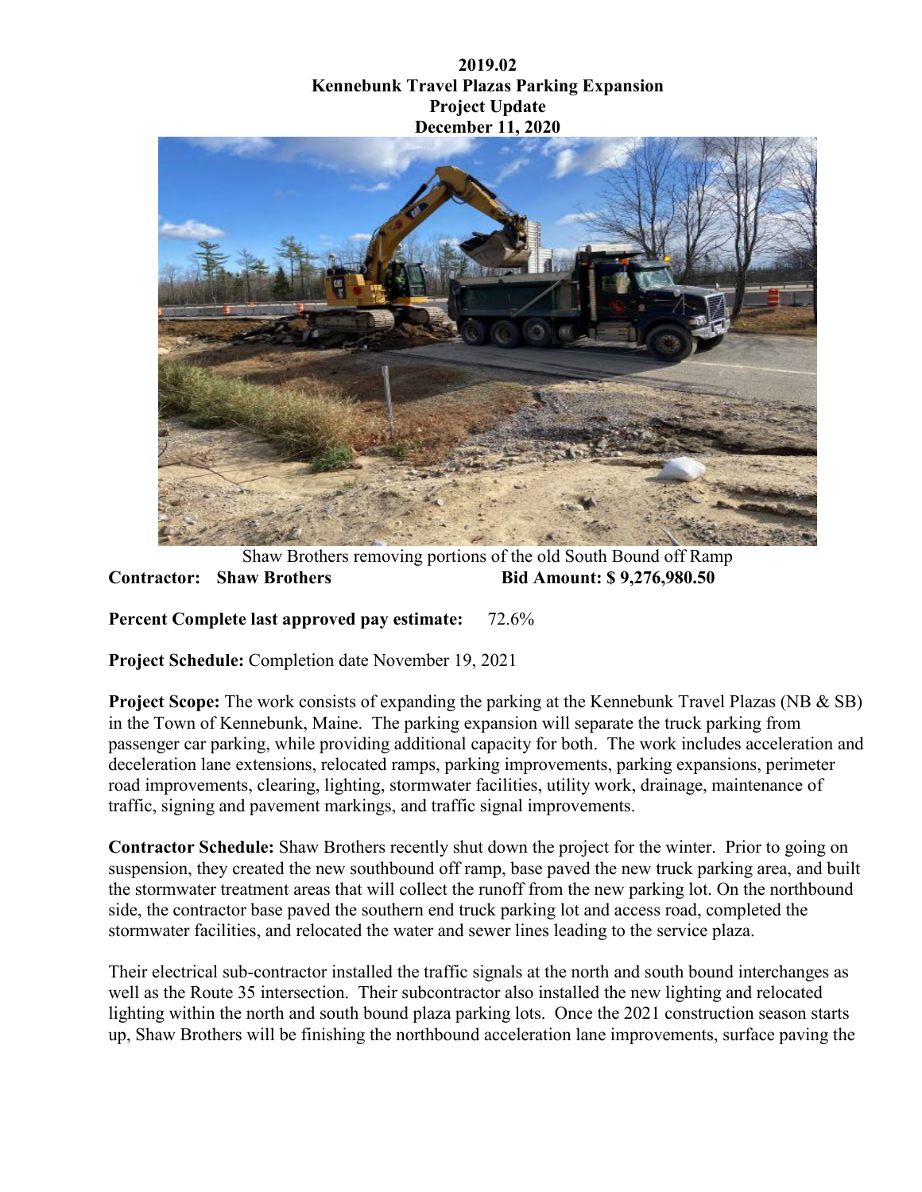**2019.02**
**Kennebunk Travel Plazas Parking Expansion**
**Project Update**
**December 11, 2020**

Shaw Brothers removing portions of the old South Bound off Ramp

**Contractor: Shaw Brothers** **Bid Amount: $ 9,276,980.50**

**Percent Complete last approved pay estimate:** 72.6%

**Project Schedule:** Completion date November 19, 2021

**Project Scope:** The work consists of expanding the parking at the Kennebunk Travel Plazas (NB & SB) in the Town of Kennebunk, Maine. The parking expansion will separate the truck parking from passenger car parking, while providing additional capacity for both. The work includes acceleration and deceleration lane extensions, relocated ramps, parking improvements, parking expansions, perimeter road improvements, clearing, lighting, stormwater facilities, utility work, drainage, maintenance of traffic, signing and pavement markings, and traffic signal improvements.

**Contractor Schedule:** Shaw Brothers recently shut down the project for the winter. Prior to going on suspension, they created the new southbound off ramp, base paved the new truck parking area, and built the stormwater treatment areas that will collect the runoff from the new parking lot. On the northbound side, the contractor base paved the southern end truck parking lot and access road, completed the stormwater facilities, and relocated the water and sewer lines leading to the service plaza.

Their electrical sub-contractor installed the traffic signals at the north and south bound interchanges as well as the Route 35 intersection. Their subcontractor also installed the new lighting and relocated lighting within the north and south bound plaza parking lots. Once the 2021 construction season starts up, Shaw Brothers will be finishing the northbound acceleration lane improvements, surface paving the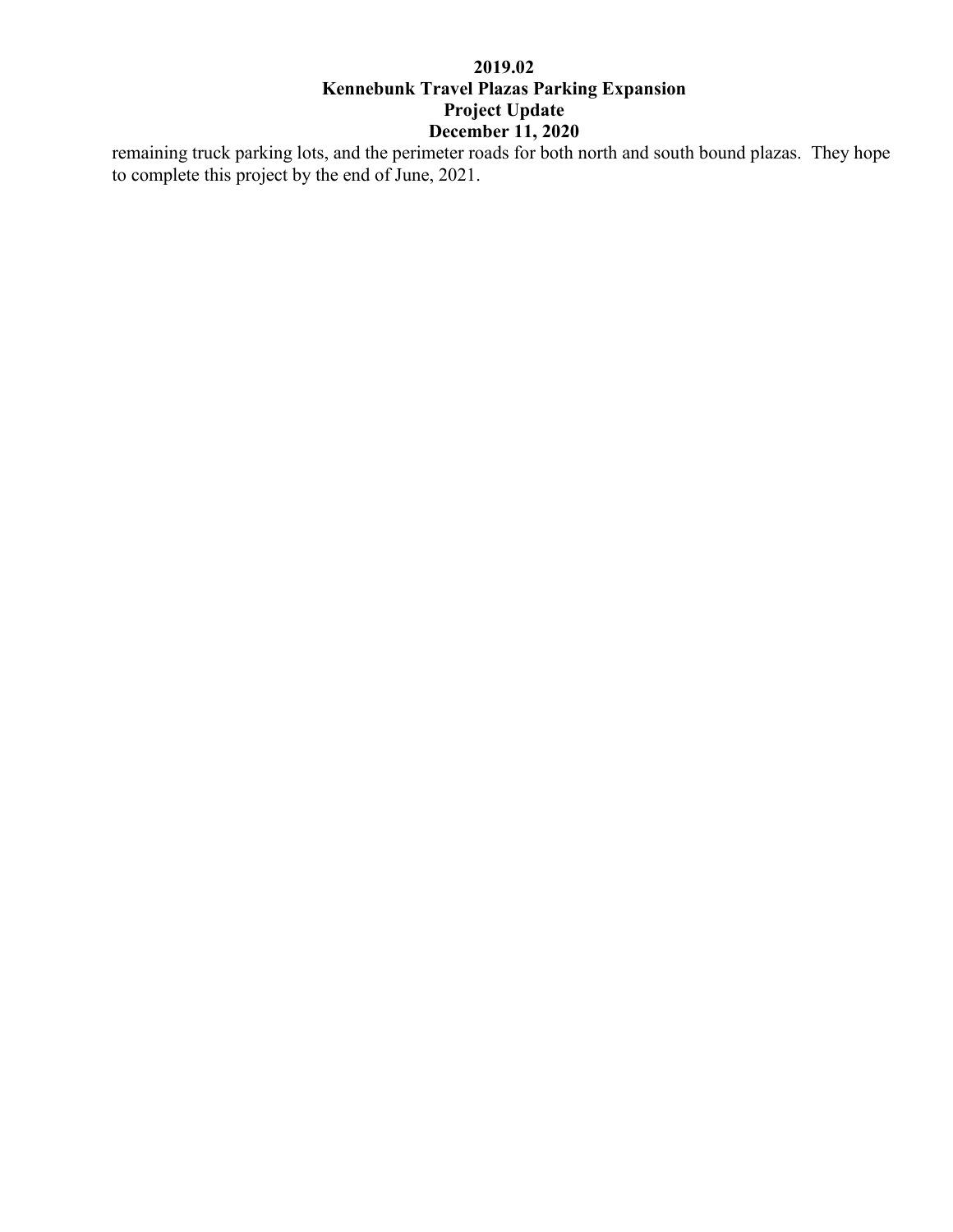remaining truck parking lots, and the perimeter roads for both north and south bound plazas. They hope to complete this project by the end of June, 2021.